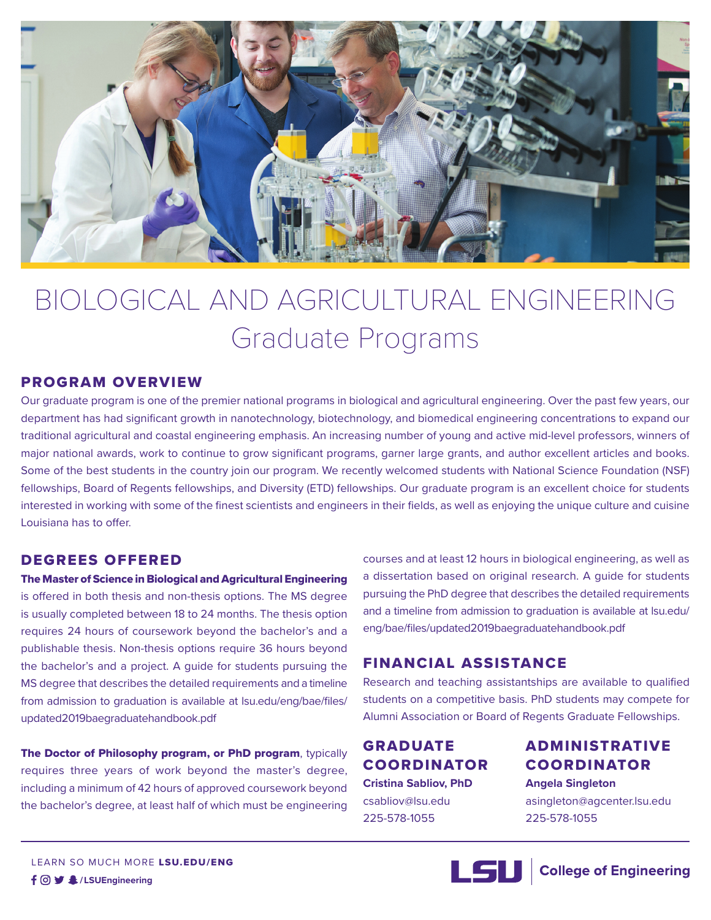# BIOLOGICAL AND AGRICULTURAL ENGINEERING

## Graduate Programs

### PROGRAM OVERVIEW

Our graduate program is one of the premier national programs in biological and agricultural engineering. Over the past few years, our department has had significant growth in nanotechnology, biotechnology, and biomedical engineering concentrations to expand our traditional agricultural and coastal engineering emphasis. An increasing number of young and active mid-level professors, winners of major national awards, work to continue to grow significant programs, garner large grants, and author excellent articles and books. Some of the best students in the country join our program. We recently welcomed students with National Science Foundation (NSF) fellowships, Board of Regents fellowships, and Diversity (ETD) fellowships. Our graduate program is an excellent choice for students interested in working with some of the finest scientists and engineers in their fields, as well as enjoying the unique culture and cuisine Louisiana has to offer.

### DEGREES OFFERED

**The Master of Science in Biological and Agricultural Engineering** is offered in both thesis and non-thesis options. The MS degree is usually completed between 18 to 24 months. The thesis option requires 24 hours of coursework beyond the bachelor's and a publishable thesis. Non-thesis options require 36 hours beyond the bachelor's and a project. A guide for students pursuing the MS degree that describes the detailed requirements and a timeline from admission to graduation is available at lsu.edu/eng/bae/files/updated2019baegraduatehandbook.pdf

**The Doctor of Philosophy program, or PhD program**, typically requires three years of work beyond the master's degree, including a minimum of 42 hours of approved coursework beyond the bachelor's degree, at least half of which must be engineering courses and at least 12 hours in biological engineering, as well as a dissertation based on original research. A guide for students pursuing the PhD degree that describes the detailed requirements and a timeline from admission to graduation is available at lsu.edu/eng/bae/files/updated2019baegraduatehandbook.pdf

### FINANCIAL ASSISTANCE

Research and teaching assistantships are available to qualified students on a competitive basis. PhD students may compete for Alumni Association or Board of Regents Graduate Fellowships.

### GRADUATE COORDINATOR

**Cristina Sabliov, PhD**
csabliov@lsu.edu
225-578-1055

### ADMINISTRATIVE COORDINATOR

**Angela Singleton**
asingleton@agcenter.lsu.edu
225-578-1055

LEARN SO MUCH MORE **LSU.EDU/ENG**
**/LSUEngineering**

**LSU | College of Engineering**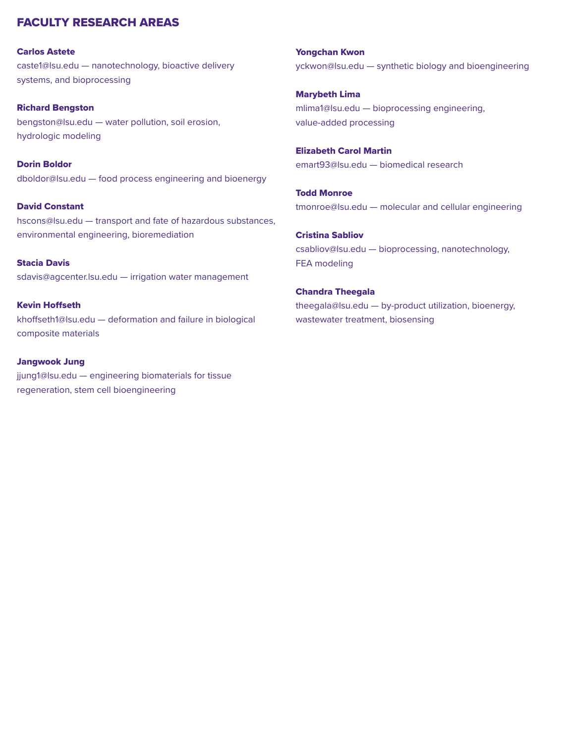## FACULTY RESEARCH AREAS

**Carlos Astete**
caste1@lsu.edu — nanotechnology, bioactive delivery systems, and bioprocessing

**Richard Bengston**
bengston@lsu.edu — water pollution, soil erosion, hydrologic modeling

**Dorin Boldor**
dboldor@lsu.edu — food process engineering and bioenergy

**David Constant**
hscons@lsu.edu — transport and fate of hazardous substances, environmental engineering, bioremediation

**Stacia Davis**
sdavis@agcenter.lsu.edu — irrigation water management

**Kevin Hoffseth**
khoffseth1@lsu.edu — deformation and failure in biological composite materials

**Jangwook Jung**
jjung1@lsu.edu — engineering biomaterials for tissue regeneration, stem cell bioengineering

**Yongchan Kwon**
yckwon@lsu.edu — synthetic biology and bioengineering

**Marybeth Lima**
mlima1@lsu.edu — bioprocessing engineering, value-added processing

**Elizabeth Carol Martin**
emart93@lsu.edu — biomedical research

**Todd Monroe**
tmonroe@lsu.edu — molecular and cellular engineering

**Cristina Sabliov**
csabliov@lsu.edu — bioprocessing, nanotechnology, FEA modeling

**Chandra Theegala**
theegala@lsu.edu — by-product utilization, bioenergy, wastewater treatment, biosensing